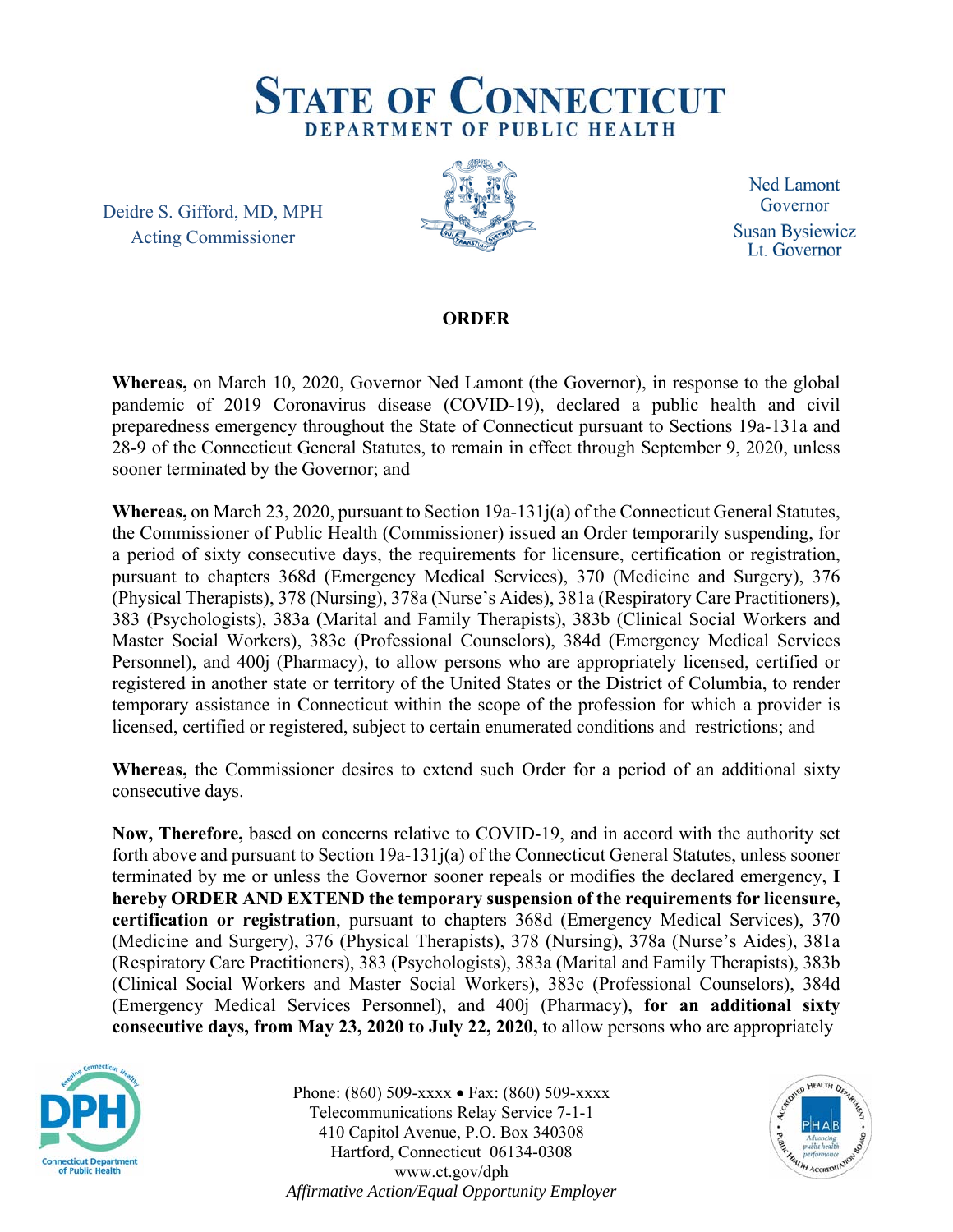# State of Connecticut

## Department of Public Health

Deidre S. Gifford, MD, MPH
Acting Commissioner

Ned Lamont
Governor
Susan Bysiewicz
Lt. Governor

### ORDER

**Whereas,** on March 10, 2020, Governor Ned Lamont (the Governor), in response to the global pandemic of 2019 Coronavirus disease (COVID-19), declared a public health and civil preparedness emergency throughout the State of Connecticut pursuant to Sections 19a-131a and 28-9 of the Connecticut General Statutes, to remain in effect through September 9, 2020, unless sooner terminated by the Governor; and

**Whereas,** on March 23, 2020, pursuant to Section 19a-131j(a) of the Connecticut General Statutes, the Commissioner of Public Health (Commissioner) issued an Order temporarily suspending, for a period of sixty consecutive days, the requirements for licensure, certification or registration, pursuant to chapters 368d (Emergency Medical Services), 370 (Medicine and Surgery), 376 (Physical Therapists), 378 (Nursing), 378a (Nurse's Aides), 381a (Respiratory Care Practitioners), 383 (Psychologists), 383a (Marital and Family Therapists), 383b (Clinical Social Workers and Master Social Workers), 383c (Professional Counselors), 384d (Emergency Medical Services Personnel), and 400j (Pharmacy), to allow persons who are appropriately licensed, certified or registered in another state or territory of the United States or the District of Columbia, to render temporary assistance in Connecticut within the scope of the profession for which a provider is licensed, certified or registered, subject to certain enumerated conditions and restrictions; and

**Whereas,** the Commissioner desires to extend such Order for a period of an additional sixty consecutive days.

**Now, Therefore,** based on concerns relative to COVID-19, and in accord with the authority set forth above and pursuant to Section 19a-131j(a) of the Connecticut General Statutes, unless sooner terminated by me or unless the Governor sooner repeals or modifies the declared emergency, **I hereby ORDER AND EXTEND the temporary suspension of the requirements for licensure, certification or registration**, pursuant to chapters 368d (Emergency Medical Services), 370 (Medicine and Surgery), 376 (Physical Therapists), 378 (Nursing), 378a (Nurse's Aides), 381a (Respiratory Care Practitioners), 383 (Psychologists), 383a (Marital and Family Therapists), 383b (Clinical Social Workers and Master Social Workers), 383c (Professional Counselors), 384d (Emergency Medical Services Personnel), and 400j (Pharmacy), **for an additional sixty consecutive days, from May 23, 2020 to July 22, 2020,** to allow persons who are appropriately

Phone: (860) 509-xxxx • Fax: (860) 509-xxxx
Telecommunications Relay Service 7-1-1
410 Capitol Avenue, P.O. Box 340308
Hartford, Connecticut 06134-0308
www.ct.gov/dph
*Affirmative Action/Equal Opportunity Employer*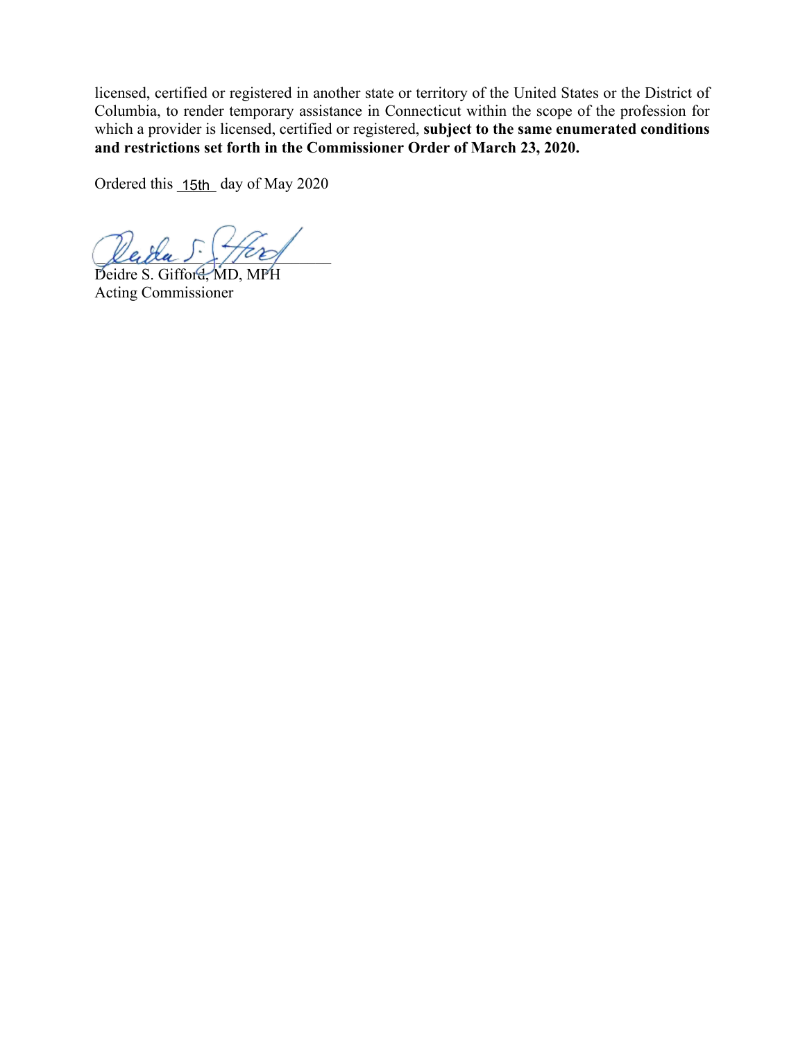licensed, certified or registered in another state or territory of the United States or the District of Columbia, to render temporary assistance in Connecticut within the scope of the profession for which a provider is licensed, certified or registered, **subject to the same enumerated conditions and restrictions set forth in the Commissioner Order of March 23, 2020.**

Ordered this 15th day of May 2020

Deidre S. Gifford, MD, MPH
Acting Commissioner